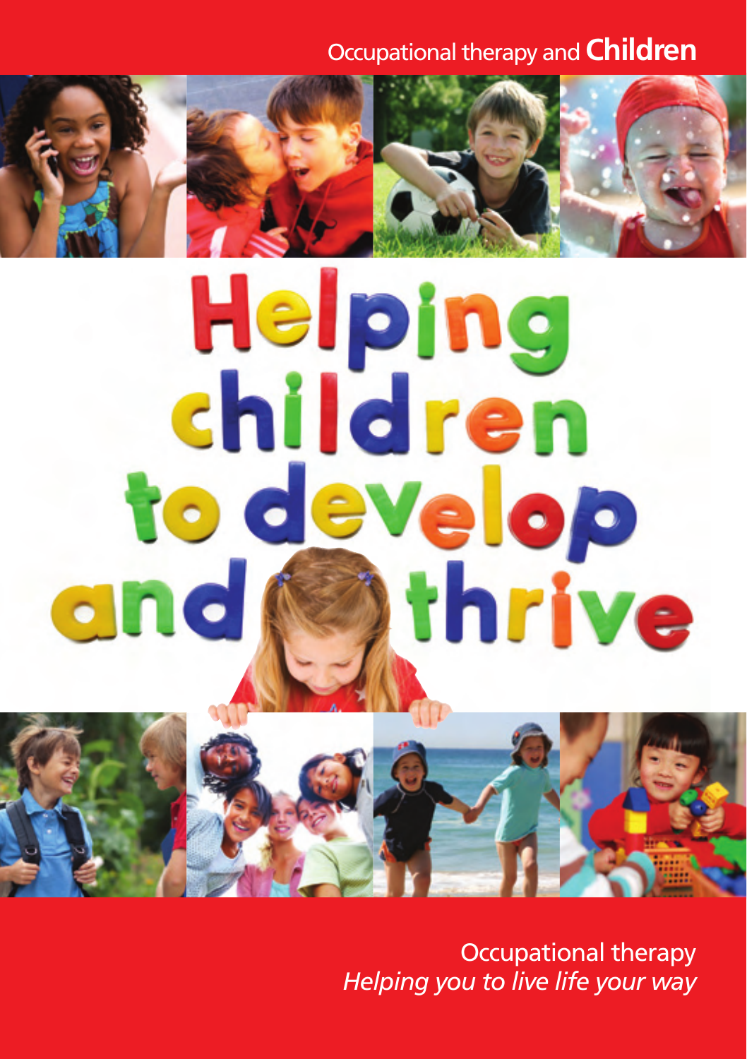Occupational therapy and **Children**

# Helping children to develop and thrive

Occupational therapy
*Helping you to live life your way*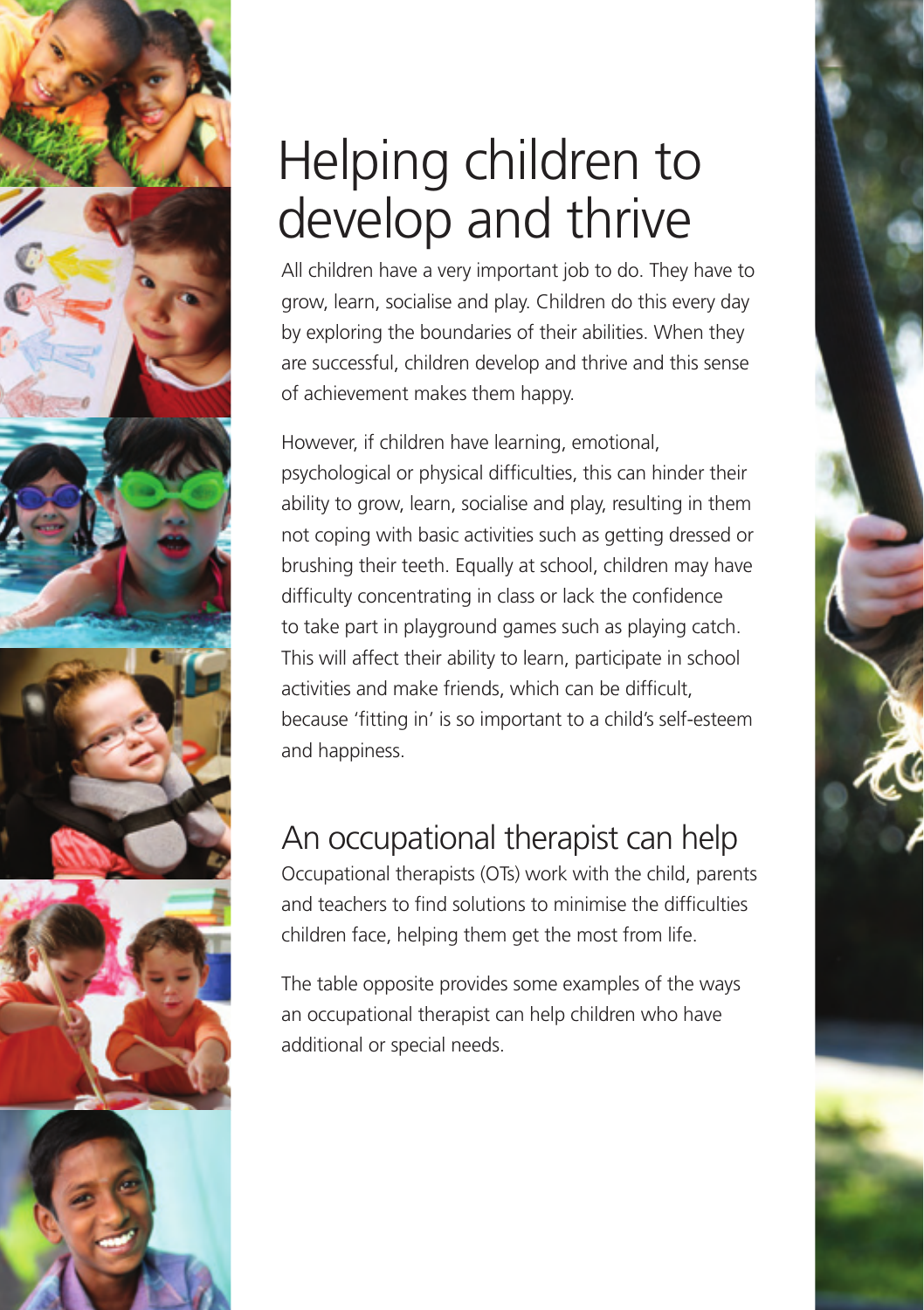# Helping children to develop and thrive

All children have a very important job to do. They have to grow, learn, socialise and play. Children do this every day by exploring the boundaries of their abilities. When they are successful, children develop and thrive and this sense of achievement makes them happy.

However, if children have learning, emotional, psychological or physical difficulties, this can hinder their ability to grow, learn, socialise and play, resulting in them not coping with basic activities such as getting dressed or brushing their teeth. Equally at school, children may have difficulty concentrating in class or lack the confidence to take part in playground games such as playing catch. This will affect their ability to learn, participate in school activities and make friends, which can be difficult, because 'fitting in' is so important to a child's self-esteem and happiness.

## An occupational therapist can help

Occupational therapists (OTs) work with the child, parents and teachers to find solutions to minimise the difficulties children face, helping them get the most from life.

The table opposite provides some examples of the ways an occupational therapist can help children who have additional or special needs.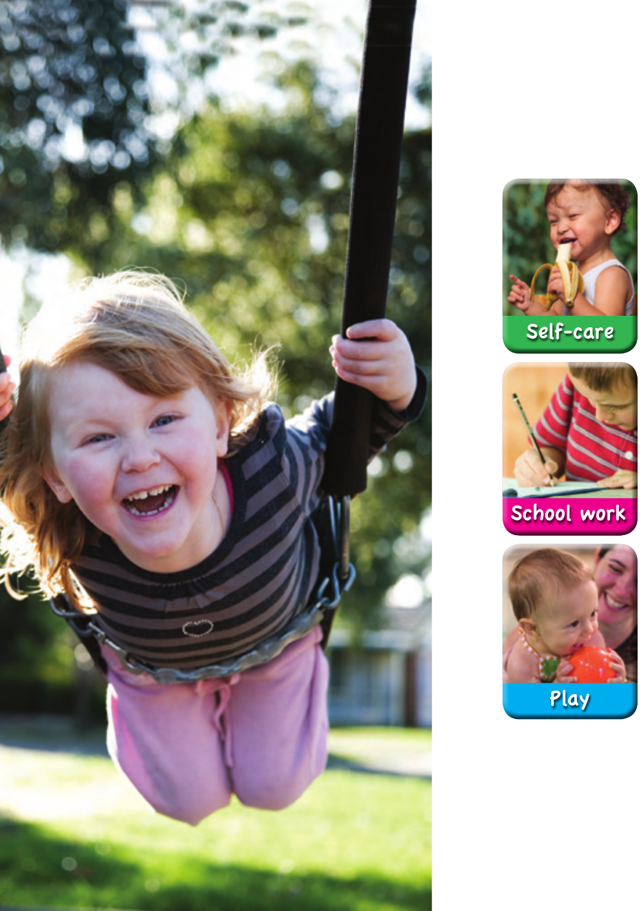Self-care

School work

Play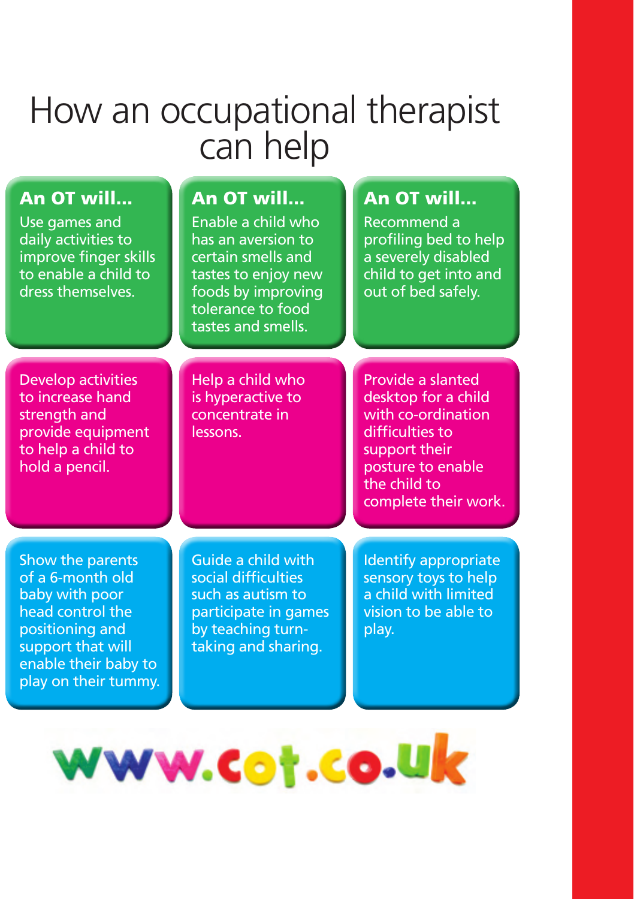# How an occupational therapist can help

**An OT will...**

Use games and daily activities to improve finger skills to enable a child to dress themselves.

**An OT will...**

Enable a child who has an aversion to certain smells and tastes to enjoy new foods by improving tolerance to food tastes and smells.

**An OT will...**

Recommend a profiling bed to help a severely disabled child to get into and out of bed safely.

Develop activities to increase hand strength and provide equipment to help a child to hold a pencil.

Help a child who is hyperactive to concentrate in lessons.

Provide a slanted desktop for a child with co-ordination difficulties to support their posture to enable the child to complete their work.

Show the parents of a 6-month old baby with poor head control the positioning and support that will enable their baby to play on their tummy.

Guide a child with social difficulties such as autism to participate in games by teaching turn-taking and sharing.

Identify appropriate sensory toys to help a child with limited vision to be able to play.

www.cot.co.uk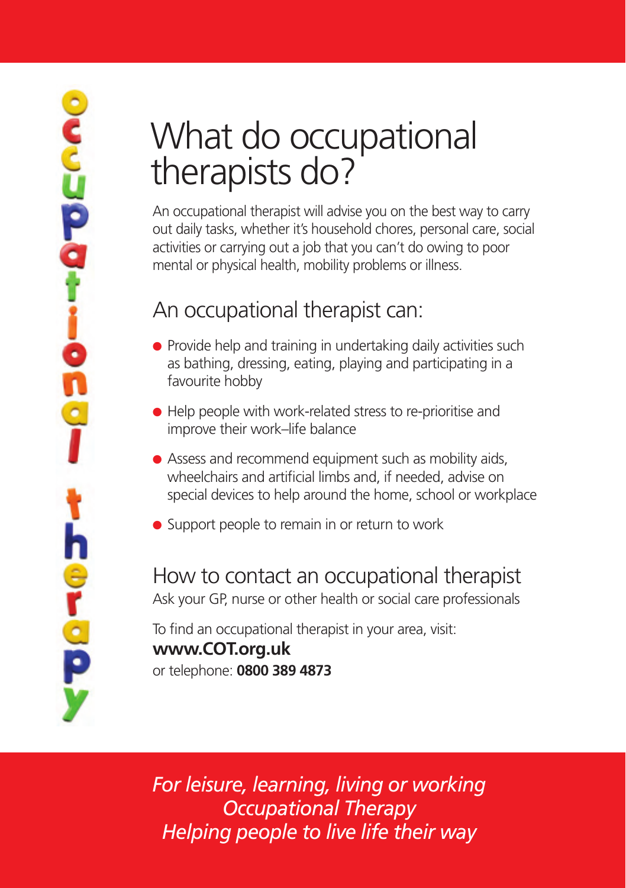occupational therapy

# What do occupational therapists do?

An occupational therapist will advise you on the best way to carry out daily tasks, whether it's household chores, personal care, social activities or carrying out a job that you can't do owing to poor mental or physical health, mobility problems or illness.

## An occupational therapist can:

- Provide help and training in undertaking daily activities such as bathing, dressing, eating, playing and participating in a favourite hobby
- Help people with work-related stress to re-prioritise and improve their work–life balance
- Assess and recommend equipment such as mobility aids, wheelchairs and artificial limbs and, if needed, advise on special devices to help around the home, school or workplace
- Support people to remain in or return to work

## How to contact an occupational therapist

Ask your GP, nurse or other health or social care professionals

To find an occupational therapist in your area, visit:
**www.COT.org.uk**
or telephone: **0800 389 4873**

*For leisure, learning, living or working*
*Occupational Therapy*
*Helping people to live life their way*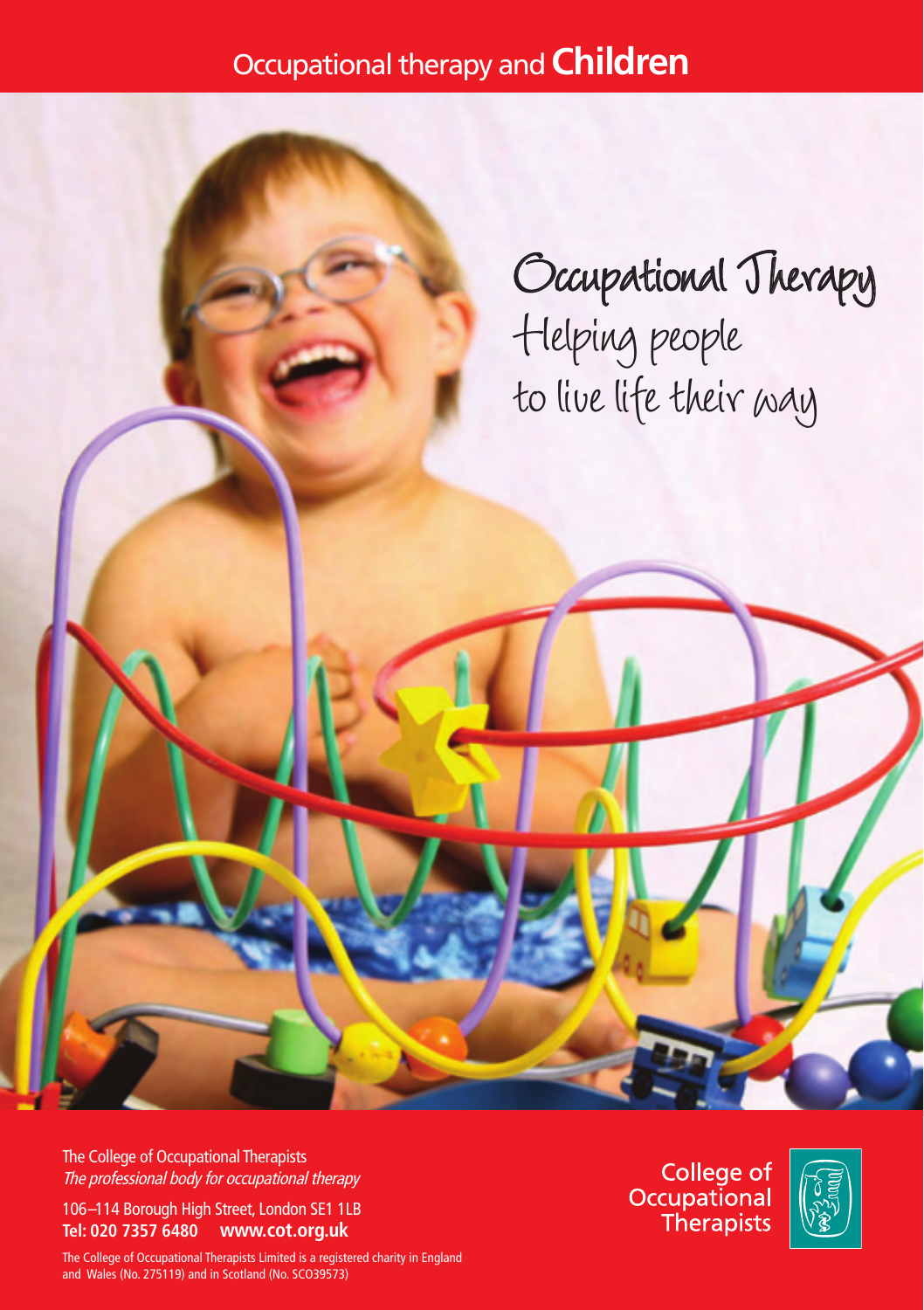# Occupational therapy and **Children**

Occupational Therapy
Helping people
to live life their way

The College of Occupational Therapists
*The professional body for occupational therapy*

106–114 Borough High Street, London SE1 1LB
**Tel: 020 7357 6480 www.cot.org.uk**

The College of Occupational Therapists Limited is a registered charity in England and Wales (No. 275119) and in Scotland (No. SCO39573)

College of Occupational Therapists